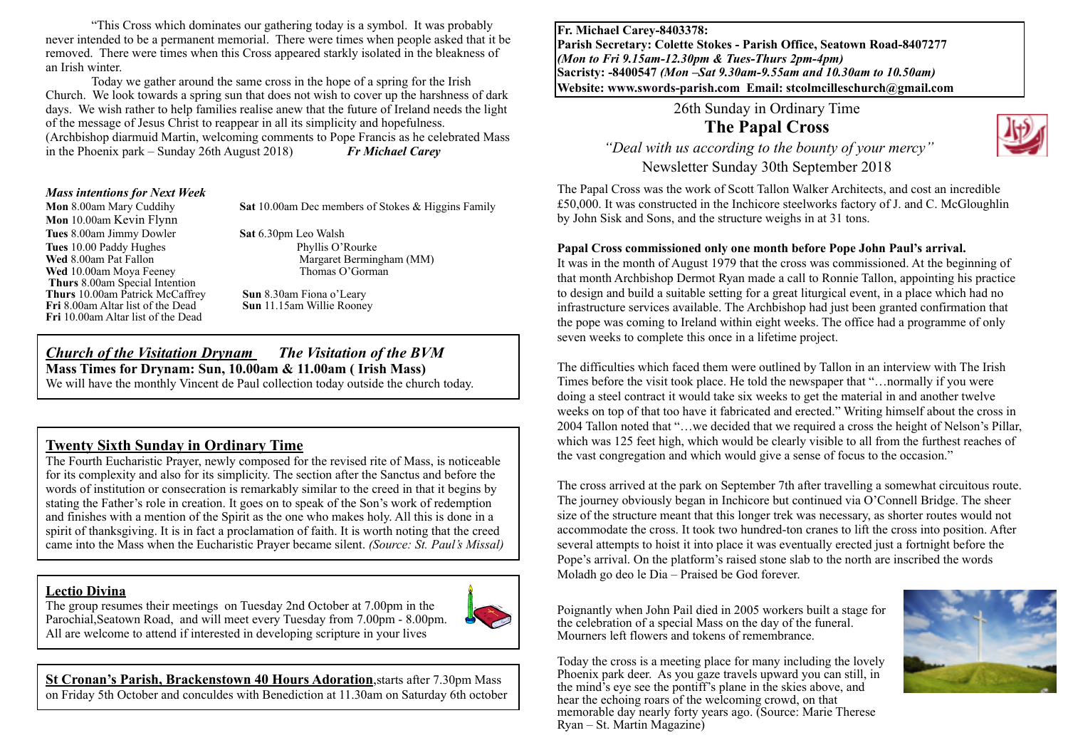"This Cross which dominates our gathering today is a symbol. It was probably never intended to be a permanent memorial. There were times when people asked that it be removed. There were times when this Cross appeared starkly isolated in the bleakness of an Irish winter.

Today we gather around the same cross in the hope of a spring for the Irish Church. We look towards a spring sun that does not wish to cover up the harshness of dark days. We wish rather to help families realise anew that the future of Ireland needs the light of the message of Jesus Christ to reappear in all its simplicity and hopefulness.
(Archbishop diarmuid Martin, welcoming comments to Pope Francis as he celebrated Mass in the Phoenix park – Sunday 26th August 2018) ***Fr Michael Carey***

***Mass intentions for Next Week***

**Mon** 8.00am Mary Cuddihy
**Mon** 10.00am Kevin Flynn
**Tues** 8.00am Jimmy Dowler
**Tues** 10.00 Paddy Hughes
**Wed** 8.00am Pat Fallon
**Wed** 10.00am Moya Feeney
**Thurs** 8.00am Special Intention
**Thurs** 10.00am Patrick McCaffrey
**Fri** 8.00am Altar list of the Dead
**Fri** 10.00am Altar list of the Dead

**Sat** 10.00am Dec members of Stokes & Higgins Family
**Sat** 6.30pm Leo Walsh
Phyllis O'Rourke
Margaret Bermingham (MM)
Thomas O'Gorman
**Sun** 8.30am Fiona o'Leary
**Sun** 11.15am Willie Rooney

***Church of the Visitation Drynam*** ***The Visitation of the BVM***
**Mass Times for Drynam: Sun, 10.00am & 11.00am ( Irish Mass)**
We will have the monthly Vincent de Paul collection today outside the church today.

**Twenty Sixth Sunday in Ordinary Time**

The Fourth Eucharistic Prayer, newly composed for the revised rite of Mass, is noticeable for its complexity and also for its simplicity. The section after the Sanctus and before the words of institution or consecration is remarkably similar to the creed in that it begins by stating the Father's role in creation. It goes on to speak of the Son's work of redemption and finishes with a mention of the Spirit as the one who makes holy. All this is done in a spirit of thanksgiving. It is in fact a proclamation of faith. It is worth noting that the creed came into the Mass when the Eucharistic Prayer became silent. *(Source: St. Paul's Missal)*

**Lectio Divina**

The group resumes their meetings on Tuesday 2nd October at 7.00pm in the Parochial,Seatown Road, and will meet every Tuesday from 7.00pm - 8.00pm. All are welcome to attend if interested in developing scripture in your lives

**St Cronan's Parish, Brackenstown 40 Hours Adoration**,starts after 7.30pm Mass on Friday 5th October and conculdes with Benediction at 11.30am on Saturday 6th october

**Fr. Michael Carey-8403378:**
**Parish Secretary: Colette Stokes - Parish Office, Seatown Road-8407277**
***(Mon to Fri 9.15am-12.30pm & Tues-Thurs 2pm-4pm)***
**Sacristy: -8400547 *(Mon –Sat 9.30am-9.55am and 10.30am to 10.50am)***
**Website: www.swords-parish.com Email: stcolmcilleschurch@gmail.com**

26th Sunday in Ordinary Time

# The Papal Cross

*"Deal with us according to the bounty of your mercy"*

Newsletter Sunday 30th September 2018

The Papal Cross was the work of Scott Tallon Walker Architects, and cost an incredible £50,000. It was constructed in the Inchicore steelworks factory of J. and C. McGloughlin by John Sisk and Sons, and the structure weighs in at 31 tons.

**Papal Cross commissioned only one month before Pope John Paul's arrival.**

It was in the month of August 1979 that the cross was commissioned. At the beginning of that month Archbishop Dermot Ryan made a call to Ronnie Tallon, appointing his practice to design and build a suitable setting for a great liturgical event, in a place which had no infrastructure services available. The Archbishop had just been granted confirmation that the pope was coming to Ireland within eight weeks. The office had a programme of only seven weeks to complete this once in a lifetime project.

The difficulties which faced them were outlined by Tallon in an interview with The Irish Times before the visit took place. He told the newspaper that "…normally if you were doing a steel contract it would take six weeks to get the material in and another twelve weeks on top of that too have it fabricated and erected." Writing himself about the cross in 2004 Tallon noted that "…we decided that we required a cross the height of Nelson's Pillar, which was 125 feet high, which would be clearly visible to all from the furthest reaches of the vast congregation and which would give a sense of focus to the occasion."

The cross arrived at the park on September 7th after travelling a somewhat circuitous route. The journey obviously began in Inchicore but continued via O'Connell Bridge. The sheer size of the structure meant that this longer trek was necessary, as shorter routes would not accommodate the cross. It took two hundred-ton cranes to lift the cross into position. After several attempts to hoist it into place it was eventually erected just a fortnight before the Pope's arrival. On the platform's raised stone slab to the north are inscribed the words Moladh go deo le Dia – Praised be God forever.

Poignantly when John Pail died in 2005 workers built a stage for the celebration of a special Mass on the day of the funeral. Mourners left flowers and tokens of remembrance.

Today the cross is a meeting place for many including the lovely Phoenix park deer. As you gaze travels upward you can still, in the mind's eye see the pontiff's plane in the skies above, and hear the echoing roars of the welcoming crowd, on that memorable day nearly forty years ago. (Source: Marie Therese Ryan – St. Martin Magazine)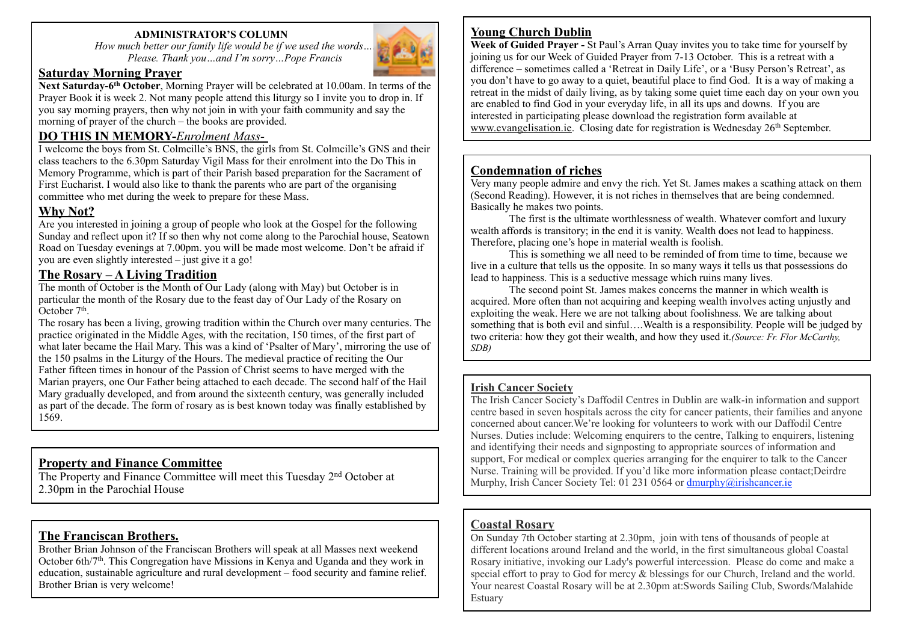**ADMINISTRATOR'S COLUMN**

*How much better our family life would be if we used the words… Please. Thank you…and I'm sorry…Pope Francis*

## Saturday Morning Prayer

**Next Saturday-6th October**, Morning Prayer will be celebrated at 10.00am. In terms of the Prayer Book it is week 2. Not many people attend this liturgy so I invite you to drop in. If you say morning prayers, then why not join in with your faith community and say the morning of prayer of the church – the books are provided.

## DO THIS IN MEMORY-*Enrolment Mass-*

I welcome the boys from St. Colmcille's BNS, the girls from St. Colmcille's GNS and their class teachers to the 6.30pm Saturday Vigil Mass for their enrolment into the Do This in Memory Programme, which is part of their Parish based preparation for the Sacrament of First Eucharist. I would also like to thank the parents who are part of the organising committee who met during the week to prepare for these Mass.

## Why Not?

Are you interested in joining a group of people who look at the Gospel for the following Sunday and reflect upon it? If so then why not come along to the Parochial house, Seatown Road on Tuesday evenings at 7.00pm. you will be made most welcome. Don't be afraid if you are even slightly interested – just give it a go!

## The Rosary – A Living Tradition

The month of October is the Month of Our Lady (along with May) but October is in particular the month of the Rosary due to the feast day of Our Lady of the Rosary on October 7th.

The rosary has been a living, growing tradition within the Church over many centuries. The practice originated in the Middle Ages, with the recitation, 150 times, of the first part of what later became the Hail Mary. This was a kind of 'Psalter of Mary', mirroring the use of the 150 psalms in the Liturgy of the Hours. The medieval practice of reciting the Our Father fifteen times in honour of the Passion of Christ seems to have merged with the Marian prayers, one Our Father being attached to each decade. The second half of the Hail Mary gradually developed, and from around the sixteenth century, was generally included as part of the decade. The form of rosary as is best known today was finally established by 1569.

## Property and Finance Committee

The Property and Finance Committee will meet this Tuesday 2nd October at 2.30pm in the Parochial House

## The Franciscan Brothers.

Brother Brian Johnson of the Franciscan Brothers will speak at all Masses next weekend October 6th/7th. This Congregation have Missions in Kenya and Uganda and they work in education, sustainable agriculture and rural development – food security and famine relief. Brother Brian is very welcome!

## Young Church Dublin

**Week of Guided Prayer -** St Paul's Arran Quay invites you to take time for yourself by joining us for our Week of Guided Prayer from 7-13 October. This is a retreat with a difference – sometimes called a 'Retreat in Daily Life', or a 'Busy Person's Retreat', as you don't have to go away to a quiet, beautiful place to find God. It is a way of making a retreat in the midst of daily living, as by taking some quiet time each day on your own you are enabled to find God in your everyday life, in all its ups and downs. If you are interested in participating please download the registration form available at www.evangelisation.ie. Closing date for registration is Wednesday 26th September.

## Condemnation of riches

Very many people admire and envy the rich. Yet St. James makes a scathing attack on them (Second Reading). However, it is not riches in themselves that are being condemned. Basically he makes two points.

The first is the ultimate worthlessness of wealth. Whatever comfort and luxury wealth affords is transitory; in the end it is vanity. Wealth does not lead to happiness. Therefore, placing one's hope in material wealth is foolish.

This is something we all need to be reminded of from time to time, because we live in a culture that tells us the opposite. In so many ways it tells us that possessions do lead to happiness. This is a seductive message which ruins many lives.

The second point St. James makes concerns the manner in which wealth is acquired. More often than not acquiring and keeping wealth involves acting unjustly and exploiting the weak. Here we are not talking about foolishness. We are talking about something that is both evil and sinful….Wealth is a responsibility. People will be judged by two criteria: how they got their wealth, and how they used it.*(Source: Fr. Flor McCarthy, SDB)*

## Irish Cancer Society

The Irish Cancer Society's Daffodil Centres in Dublin are walk-in information and support centre based in seven hospitals across the city for cancer patients, their families and anyone concerned about cancer.We're looking for volunteers to work with our Daffodil Centre Nurses. Duties include: Welcoming enquirers to the centre, Talking to enquirers, listening and identifying their needs and signposting to appropriate sources of information and support, For medical or complex queries arranging for the enquirer to talk to the Cancer Nurse. Training will be provided. If you'd like more information please contact;Deirdre Murphy, Irish Cancer Society Tel: 01 231 0564 or dmurphy@irishcancer.ie

## Coastal Rosary

On Sunday 7th October starting at 2.30pm, join with tens of thousands of people at different locations around Ireland and the world, in the first simultaneous global Coastal Rosary initiative, invoking our Lady's powerful intercession. Please do come and make a special effort to pray to God for mercy & blessings for our Church, Ireland and the world. Your nearest Coastal Rosary will be at 2.30pm at:Swords Sailing Club, Swords/Malahide Estuary